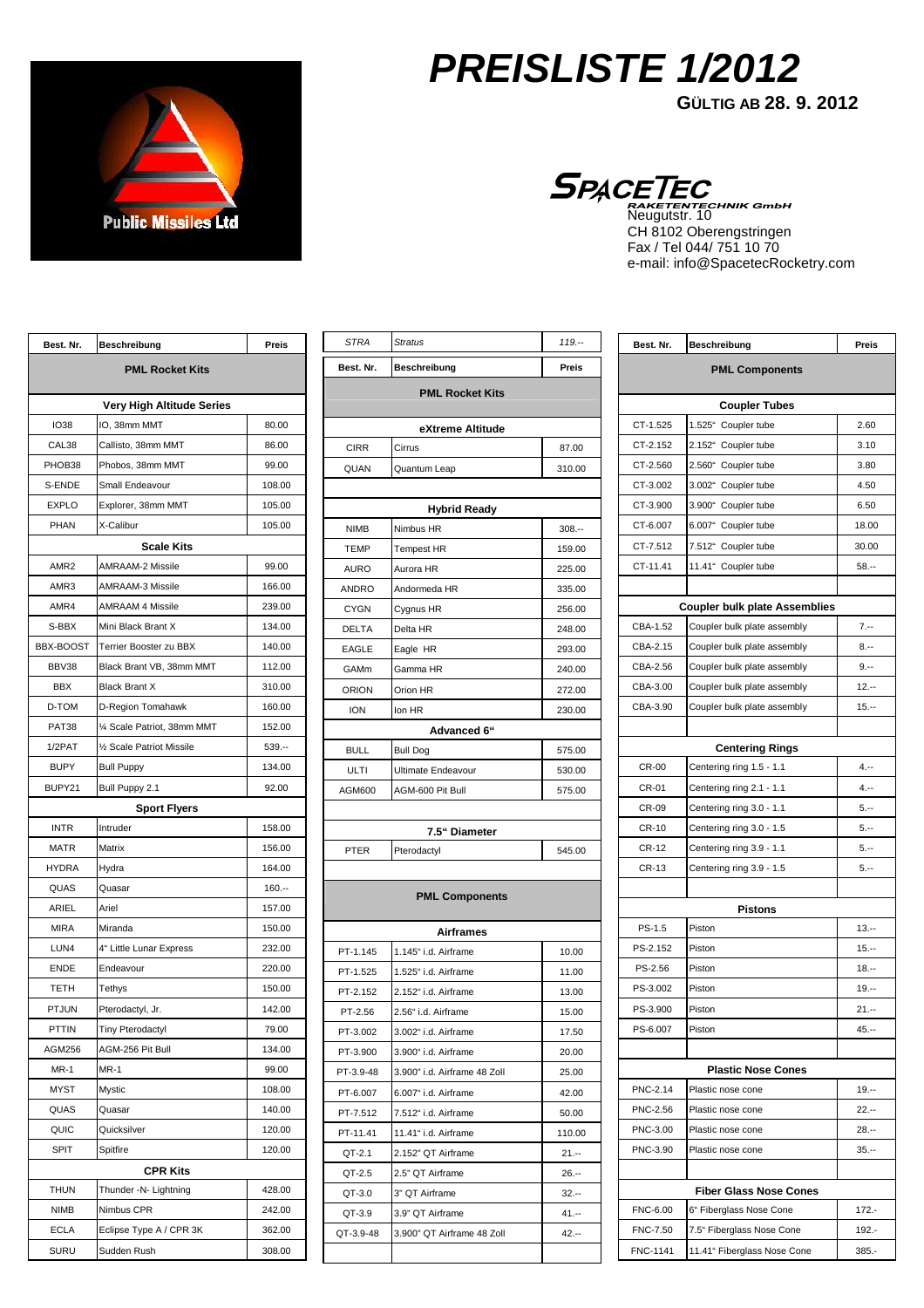# PREISLISTE 1/2012

**GÜLTIG AB 28. 9. 2012**

Public Missiles Ltd

**SPACETEC**
RAKETENTECHNIK GmbH
Neugutstr. 10
CH 8102 Oberengstringen
Fax / Tel 044/ 751 10 70
e-mail: info@SpacetecRocketry.com

| Best. Nr. | Beschreibung | Preis |
|---|---|---|
| **PML Rocket Kits** | | |
| **Very High Altitude Series** | | |
| IO38 | IO, 38mm MMT | 80.00 |
| CAL38 | Callisto, 38mm MMT | 86.00 |
| PHOB38 | Phobos, 38mm MMT | 99.00 |
| S-ENDE | Small Endeavour | 108.00 |
| EXPLO | Explorer, 38mm MMT | 105.00 |
| PHAN | X-Calibur | 105.00 |
| **Scale Kits** | | |
| AMR2 | AMRAAM-2 Missile | 99.00 |
| AMR3 | AMRAAM-3 Missile | 166.00 |
| AMR4 | AMRAAM 4 Missile | 239.00 |
| S-BBX | Mini Black Brant X | 134.00 |
| BBX-BOOST | Terrier Booster zu BBX | 140.00 |
| BBV38 | Black Brant VB, 38mm MMT | 112.00 |
| BBX | Black Brant X | 310.00 |
| D-TOM | D-Region Tomahawk | 160.00 |
| PAT38 | ¼ Scale Patriot, 38mm MMT | 152.00 |
| 1/2PAT | ½ Scale Patriot Missile | 539.-- |
| BUPY | Bull Puppy | 134.00 |
| BUPY21 | Bull Puppy 2.1 | 92.00 |
| **Sport Flyers** | | |
| INTR | Intruder | 158.00 |
| MATR | Matrix | 156.00 |
| HYDRA | Hydra | 164.00 |
| QUAS | Quasar | 160.-- |
| ARIEL | Ariel | 157.00 |
| MIRA | Miranda | 150.00 |
| LUN4 | 4" Little Lunar Express | 232.00 |
| ENDE | Endeavour | 220.00 |
| TETH | Tethys | 150.00 |
| PTJUN | Pterodactyl, Jr. | 142.00 |
| PTTIN | Tiny Pterodactyl | 79.00 |
| AGM256 | AGM-256 Pit Bull | 134.00 |
| MR-1 | MR-1 | 99.00 |
| MYST | Mystic | 108.00 |
| QUAS | Quasar | 140.00 |
| QUIC | Quicksilver | 120.00 |
| SPIT | Spitfire | 120.00 |
| **CPR Kits** | | |
| THUN | Thunder -N- Lightning | 428.00 |
| NIMB | Nimbus CPR | 242.00 |
| ECLA | Eclipse Type A / CPR 3K | 362.00 |
| SURU | Sudden Rush | 308.00 |

| Best. Nr. | Beschreibung | Preis |
|---|---|---|
| *STRA* | *Stratus* | *119.--* |
| **PML Rocket Kits** | | |
| **eXtreme Altitude** | | |
| CIRR | Cirrus | 87.00 |
| QUAN | Quantum Leap | 310.00 |
| **Hybrid Ready** | | |
| NIMB | Nimbus HR | 308.-- |
| TEMP | Tempest HR | 159.00 |
| AURO | Aurora HR | 225.00 |
| ANDRO | Andormeda HR | 335.00 |
| CYGN | Cygnus HR | 256.00 |
| DELTA | Delta HR | 248.00 |
| EAGLE | Eagle HR | 293.00 |
| GAMm | Gamma HR | 240.00 |
| ORION | Orion HR | 272.00 |
| ION | Ion HR | 230.00 |
| **Advanced 6"** | | |
| BULL | Bull Dog | 575.00 |
| ULTI | Ultimate Endeavour | 530.00 |
| AGM600 | AGM-600 Pit Bull | 575.00 |
| **7.5" Diameter** | | |
| PTER | Pterodactyl | 545.00 |
| **PML Components** | | |
| **Airframes** | | |
| PT-1.145 | 1.145" i.d. Airframe | 10.00 |
| PT-1.525 | 1.525" i.d. Airframe | 11.00 |
| PT-2.152 | 2.152" i.d. Airframe | 13.00 |
| PT-2.56 | 2.56" i.d. Airframe | 15.00 |
| PT-3.002 | 3.002" i.d. Airframe | 17.50 |
| PT-3.900 | 3.900" i.d. Airframe | 20.00 |
| PT-3.9-48 | 3.900" i.d. Airframe 48 Zoll | 25.00 |
| PT-6.007 | 6.007" i.d. Airframe | 42.00 |
| PT-7.512 | 7.512" i.d. Airframe | 50.00 |
| PT-11.41 | 11.41" i.d. Airframe | 110.00 |
| QT-2.1 | 2.152" QT Airframe | 21.-- |
| QT-2.5 | 2.5" QT Airframe | 26.-- |
| QT-3.0 | 3" QT Airframe | 32.-- |
| QT-3.9 | 3.9" QT Airframe | 41.-- |
| QT-3.9-48 | 3.900" QT Airframe 48 Zoll | 42.-- |

| Best. Nr. | Beschreibung | Preis |
|---|---|---|
| **PML Components** | | |
| **Coupler Tubes** | | |
| CT-1.525 | 1.525" Coupler tube | 2.60 |
| CT-2.152 | 2.152" Coupler tube | 3.10 |
| CT-2.560 | 2.560" Coupler tube | 3.80 |
| CT-3.002 | 3.002" Coupler tube | 4.50 |
| CT-3.900 | 3.900" Coupler tube | 6.50 |
| CT-6.007 | 6.007" Coupler tube | 18.00 |
| CT-7.512 | 7.512" Coupler tube | 30.00 |
| CT-11.41 | 11.41" Coupler tube | 58.-- |
| **Coupler bulk plate Assemblies** | | |
| CBA-1.52 | Coupler bulk plate assembly | 7.-- |
| CBA-2.15 | Coupler bulk plate assembly | 8.-- |
| CBA-2.56 | Coupler bulk plate assembly | 9.-- |
| CBA-3.00 | Coupler bulk plate assembly | 12.-- |
| CBA-3.90 | Coupler bulk plate assembly | 15.-- |
| **Centering Rings** | | |
| CR-00 | Centering ring 1.5 - 1.1 | 4.-- |
| CR-01 | Centering ring 2.1 - 1.1 | 4.-- |
| CR-09 | Centering ring 3.0 - 1.1 | 5.-- |
| CR-10 | Centering ring 3.0 - 1.5 | 5.-- |
| CR-12 | Centering ring 3.9 - 1.1 | 5.-- |
| CR-13 | Centering ring 3.9 - 1.5 | 5.-- |
| **Pistons** | | |
| PS-1.5 | Piston | 13.-- |
| PS-2.152 | Piston | 15.-- |
| PS-2.56 | Piston | 18.-- |
| PS-3.002 | Piston | 19.-- |
| PS-3.900 | Piston | 21.-- |
| PS-6.007 | Piston | 45.-- |
| **Plastic Nose Cones** | | |
| PNC-2.14 | Plastic nose cone | 19.-- |
| PNC-2.56 | Plastic nose cone | 22.-- |
| PNC-3.00 | Plastic nose cone | 28.-- |
| PNC-3.90 | Plastic nose cone | 35.-- |
| **Fiber Glass Nose Cones** | | |
| FNC-6.00 | 6" Fiberglass Nose Cone | 172.- |
| FNC-7.50 | 7.5" Fiberglass Nose Cone | 192.- |
| FNC-1141 | 11.41" Fiberglass Nose Cone | 385.- |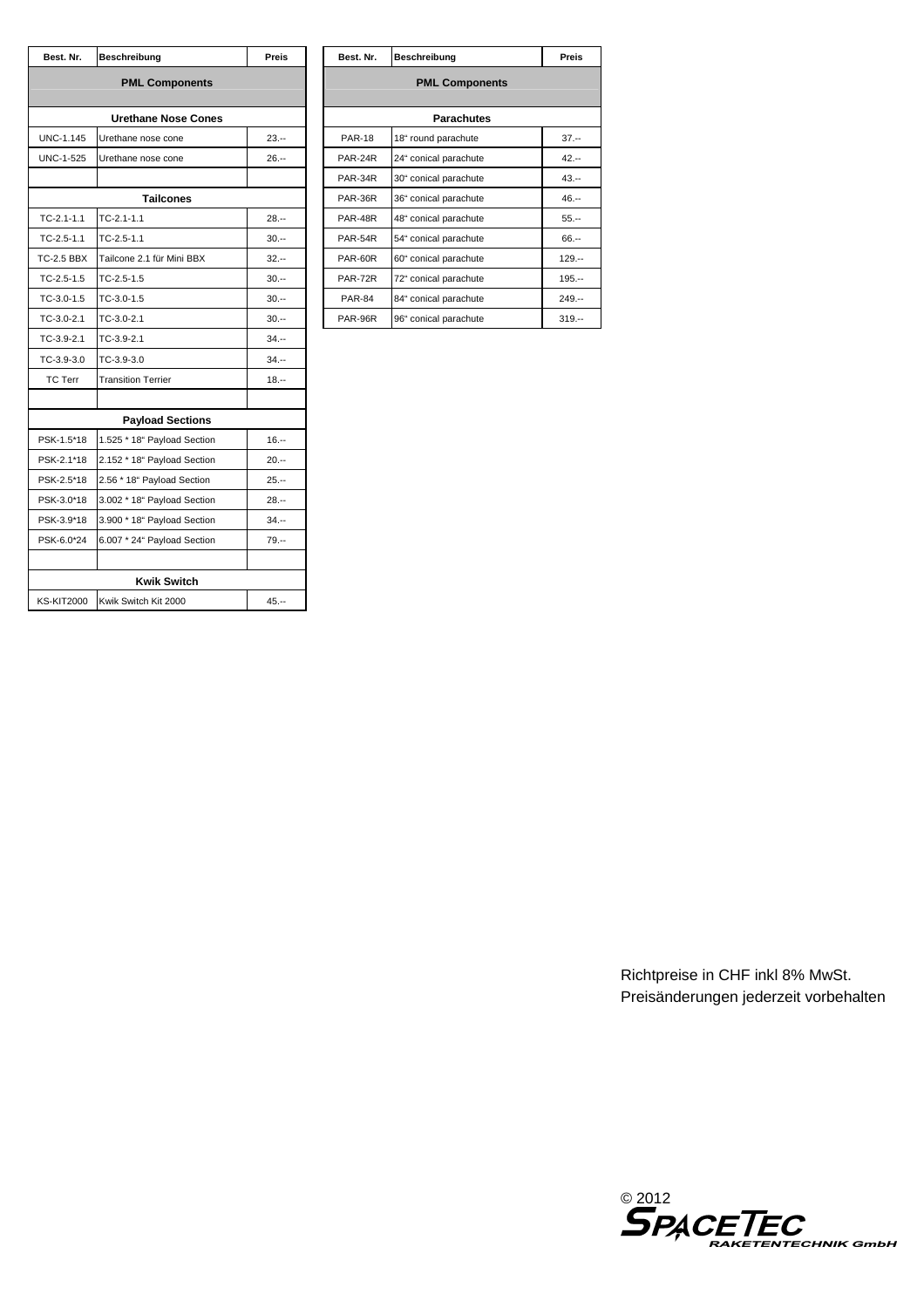| Best. Nr. | Beschreibung | Preis |
|---|---|---|
| **PML Components** | | |
| **Urethane Nose Cones** | | |
| UNC-1.145 | Urethane nose cone | 23.-- |
| UNC-1-525 | Urethane nose cone | 26.-- |
| | | |
| **Tailcones** | | |
| TC-2.1-1.1 | TC-2.1-1.1 | 28.-- |
| TC-2.5-1.1 | TC-2.5-1.1 | 30.-- |
| TC-2.5 BBX | Tailcone 2.1 für Mini BBX | 32.-- |
| TC-2.5-1.5 | TC-2.5-1.5 | 30.-- |
| TC-3.0-1.5 | TC-3.0-1.5 | 30.-- |
| TC-3.0-2.1 | TC-3.0-2.1 | 30.-- |
| TC-3.9-2.1 | TC-3.9-2.1 | 34.-- |
| TC-3.9-3.0 | TC-3.9-3.0 | 34.-- |
| TC Terr | Transition Terrier | 18.-- |
| | | |
| **Payload Sections** | | |
| PSK-1.5*18 | 1.525 * 18" Payload Section | 16.-- |
| PSK-2.1*18 | 2.152 * 18" Payload Section | 20.-- |
| PSK-2.5*18 | 2.56 * 18" Payload Section | 25.-- |
| PSK-3.0*18 | 3.002 * 18" Payload Section | 28.-- |
| PSK-3.9*18 | 3.900 * 18" Payload Section | 34.-- |
| PSK-6.0*24 | 6.007 * 24" Payload Section | 79.-- |
| | | |
| **Kwik Switch** | | |
| KS-KIT2000 | Kwik Switch Kit 2000 | 45.-- |

| Best. Nr. | Beschreibung | Preis |
|---|---|---|
| **PML Components** | | |
| **Parachutes** | | |
| PAR-18 | 18" round parachute | 37.-- |
| PAR-24R | 24" conical parachute | 42.-- |
| PAR-34R | 30" conical parachute | 43.-- |
| PAR-36R | 36" conical parachute | 46.-- |
| PAR-48R | 48" conical parachute | 55.-- |
| PAR-54R | 54" conical parachute | 66.-- |
| PAR-60R | 60" conical parachute | 129.-- |
| PAR-72R | 72" conical parachute | 195.-- |
| PAR-84 | 84" conical parachute | 249.-- |
| PAR-96R | 96" conical parachute | 319.-- |

Richtpreise in CHF inkl 8% MwSt.
Preisänderungen jederzeit vorbehalten

© 2012
SPACETEC RAKETENTECHNIK GmbH